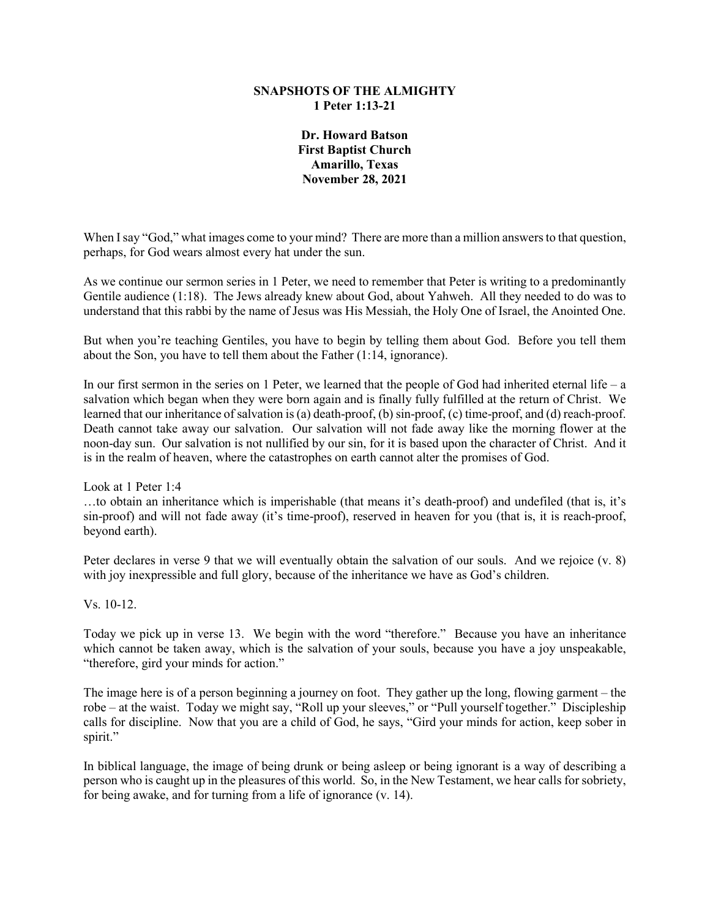**SNAPSHOTS OF THE ALMIGHTY**
**1 Peter 1:13-21**

**Dr. Howard Batson**
**First Baptist Church**
**Amarillo, Texas**
**November 28, 2021**

When I say "God," what images come to your mind? There are more than a million answers to that question, perhaps, for God wears almost every hat under the sun.

As we continue our sermon series in 1 Peter, we need to remember that Peter is writing to a predominantly Gentile audience (1:18). The Jews already knew about God, about Yahweh. All they needed to do was to understand that this rabbi by the name of Jesus was His Messiah, the Holy One of Israel, the Anointed One.

But when you're teaching Gentiles, you have to begin by telling them about God. Before you tell them about the Son, you have to tell them about the Father (1:14, ignorance).

In our first sermon in the series on 1 Peter, we learned that the people of God had inherited eternal life – a salvation which began when they were born again and is finally fully fulfilled at the return of Christ. We learned that our inheritance of salvation is (a) death-proof, (b) sin-proof, (c) time-proof, and (d) reach-proof. Death cannot take away our salvation. Our salvation will not fade away like the morning flower at the noon-day sun. Our salvation is not nullified by our sin, for it is based upon the character of Christ. And it is in the realm of heaven, where the catastrophes on earth cannot alter the promises of God.

Look at 1 Peter 1:4
…to obtain an inheritance which is imperishable (that means it's death-proof) and undefiled (that is, it's sin-proof) and will not fade away (it's time-proof), reserved in heaven for you (that is, it is reach-proof, beyond earth).

Peter declares in verse 9 that we will eventually obtain the salvation of our souls. And we rejoice (v. 8) with joy inexpressible and full glory, because of the inheritance we have as God's children.

Vs. 10-12.

Today we pick up in verse 13. We begin with the word "therefore." Because you have an inheritance which cannot be taken away, which is the salvation of your souls, because you have a joy unspeakable, "therefore, gird your minds for action."

The image here is of a person beginning a journey on foot. They gather up the long, flowing garment – the robe – at the waist. Today we might say, "Roll up your sleeves," or "Pull yourself together." Discipleship calls for discipline. Now that you are a child of God, he says, "Gird your minds for action, keep sober in spirit."

In biblical language, the image of being drunk or being asleep or being ignorant is a way of describing a person who is caught up in the pleasures of this world. So, in the New Testament, we hear calls for sobriety, for being awake, and for turning from a life of ignorance (v. 14).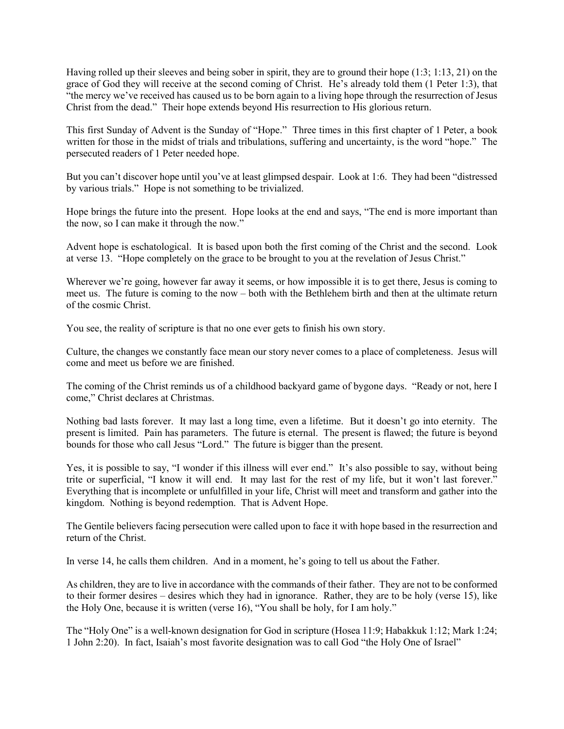Having rolled up their sleeves and being sober in spirit, they are to ground their hope (1:3; 1:13, 21) on the grace of God they will receive at the second coming of Christ. He's already told them (1 Peter 1:3), that "the mercy we've received has caused us to be born again to a living hope through the resurrection of Jesus Christ from the dead." Their hope extends beyond His resurrection to His glorious return.

This first Sunday of Advent is the Sunday of "Hope." Three times in this first chapter of 1 Peter, a book written for those in the midst of trials and tribulations, suffering and uncertainty, is the word "hope." The persecuted readers of 1 Peter needed hope.

But you can't discover hope until you've at least glimpsed despair. Look at 1:6. They had been "distressed by various trials." Hope is not something to be trivialized.

Hope brings the future into the present. Hope looks at the end and says, "The end is more important than the now, so I can make it through the now."

Advent hope is eschatological. It is based upon both the first coming of the Christ and the second. Look at verse 13. "Hope completely on the grace to be brought to you at the revelation of Jesus Christ."

Wherever we're going, however far away it seems, or how impossible it is to get there, Jesus is coming to meet us. The future is coming to the now – both with the Bethlehem birth and then at the ultimate return of the cosmic Christ.

You see, the reality of scripture is that no one ever gets to finish his own story.

Culture, the changes we constantly face mean our story never comes to a place of completeness. Jesus will come and meet us before we are finished.

The coming of the Christ reminds us of a childhood backyard game of bygone days. "Ready or not, here I come," Christ declares at Christmas.

Nothing bad lasts forever. It may last a long time, even a lifetime. But it doesn't go into eternity. The present is limited. Pain has parameters. The future is eternal. The present is flawed; the future is beyond bounds for those who call Jesus "Lord." The future is bigger than the present.

Yes, it is possible to say, "I wonder if this illness will ever end." It's also possible to say, without being trite or superficial, "I know it will end. It may last for the rest of my life, but it won't last forever." Everything that is incomplete or unfulfilled in your life, Christ will meet and transform and gather into the kingdom. Nothing is beyond redemption. That is Advent Hope.

The Gentile believers facing persecution were called upon to face it with hope based in the resurrection and return of the Christ.

In verse 14, he calls them children. And in a moment, he's going to tell us about the Father.

As children, they are to live in accordance with the commands of their father. They are not to be conformed to their former desires – desires which they had in ignorance. Rather, they are to be holy (verse 15), like the Holy One, because it is written (verse 16), "You shall be holy, for I am holy."

The "Holy One" is a well-known designation for God in scripture (Hosea 11:9; Habakkuk 1:12; Mark 1:24; 1 John 2:20). In fact, Isaiah's most favorite designation was to call God "the Holy One of Israel"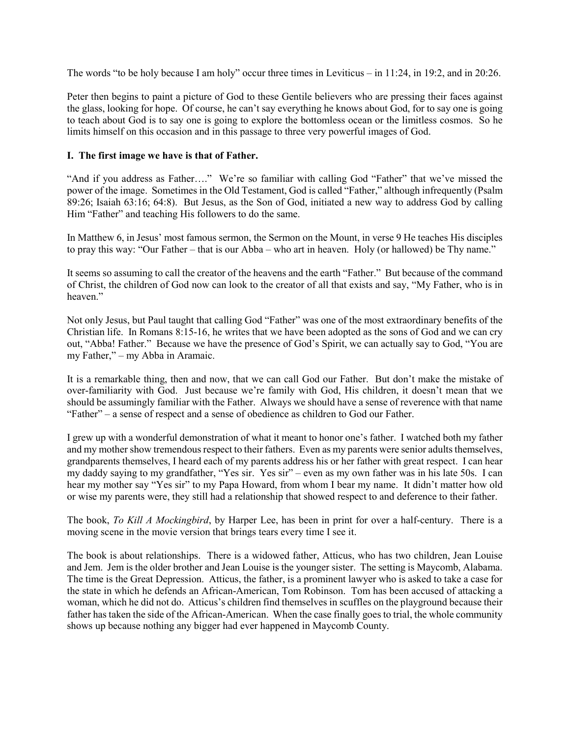The words "to be holy because I am holy" occur three times in Leviticus – in 11:24, in 19:2, and in 20:26.

Peter then begins to paint a picture of God to these Gentile believers who are pressing their faces against the glass, looking for hope. Of course, he can't say everything he knows about God, for to say one is going to teach about God is to say one is going to explore the bottomless ocean or the limitless cosmos. So he limits himself on this occasion and in this passage to three very powerful images of God.

**I. The first image we have is that of Father.**

"And if you address as Father…." We're so familiar with calling God "Father" that we've missed the power of the image. Sometimes in the Old Testament, God is called "Father," although infrequently (Psalm 89:26; Isaiah 63:16; 64:8). But Jesus, as the Son of God, initiated a new way to address God by calling Him "Father" and teaching His followers to do the same.

In Matthew 6, in Jesus' most famous sermon, the Sermon on the Mount, in verse 9 He teaches His disciples to pray this way: "Our Father – that is our Abba – who art in heaven. Holy (or hallowed) be Thy name."

It seems so assuming to call the creator of the heavens and the earth "Father." But because of the command of Christ, the children of God now can look to the creator of all that exists and say, "My Father, who is in heaven."

Not only Jesus, but Paul taught that calling God "Father" was one of the most extraordinary benefits of the Christian life. In Romans 8:15-16, he writes that we have been adopted as the sons of God and we can cry out, "Abba! Father." Because we have the presence of God's Spirit, we can actually say to God, "You are my Father," – my Abba in Aramaic.

It is a remarkable thing, then and now, that we can call God our Father. But don't make the mistake of over-familiarity with God. Just because we're family with God, His children, it doesn't mean that we should be assumingly familiar with the Father. Always we should have a sense of reverence with that name "Father" – a sense of respect and a sense of obedience as children to God our Father.

I grew up with a wonderful demonstration of what it meant to honor one's father. I watched both my father and my mother show tremendous respect to their fathers. Even as my parents were senior adults themselves, grandparents themselves, I heard each of my parents address his or her father with great respect. I can hear my daddy saying to my grandfather, "Yes sir. Yes sir" – even as my own father was in his late 50s. I can hear my mother say "Yes sir" to my Papa Howard, from whom I bear my name. It didn't matter how old or wise my parents were, they still had a relationship that showed respect to and deference to their father.

The book, *To Kill A Mockingbird*, by Harper Lee, has been in print for over a half-century. There is a moving scene in the movie version that brings tears every time I see it.

The book is about relationships. There is a widowed father, Atticus, who has two children, Jean Louise and Jem. Jem is the older brother and Jean Louise is the younger sister. The setting is Maycomb, Alabama. The time is the Great Depression. Atticus, the father, is a prominent lawyer who is asked to take a case for the state in which he defends an African-American, Tom Robinson. Tom has been accused of attacking a woman, which he did not do. Atticus's children find themselves in scuffles on the playground because their father has taken the side of the African-American. When the case finally goes to trial, the whole community shows up because nothing any bigger had ever happened in Maycomb County.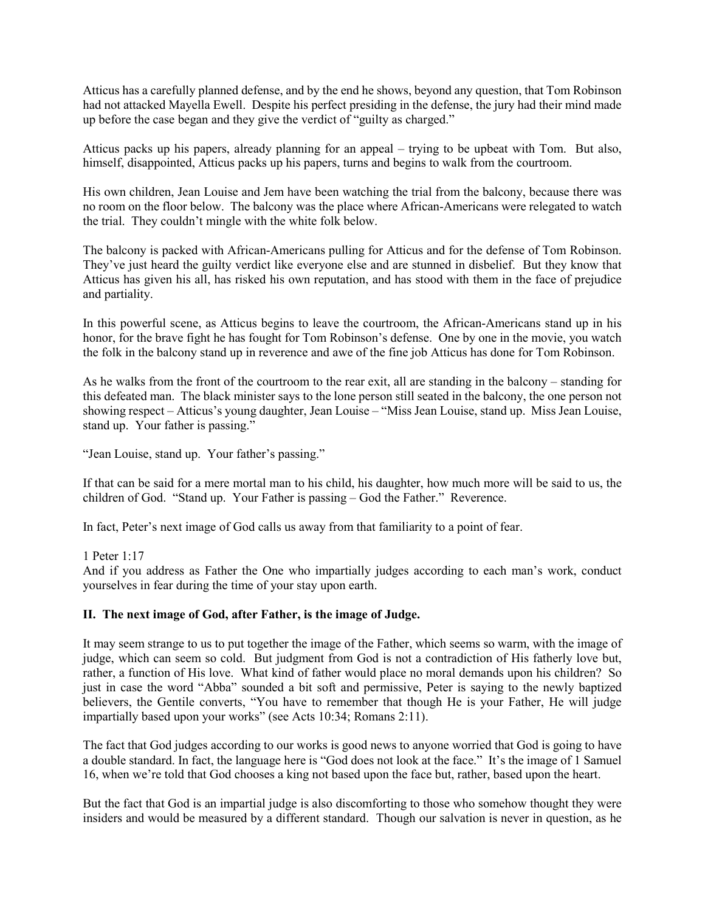Atticus has a carefully planned defense, and by the end he shows, beyond any question, that Tom Robinson had not attacked Mayella Ewell. Despite his perfect presiding in the defense, the jury had their mind made up before the case began and they give the verdict of "guilty as charged."

Atticus packs up his papers, already planning for an appeal – trying to be upbeat with Tom. But also, himself, disappointed, Atticus packs up his papers, turns and begins to walk from the courtroom.

His own children, Jean Louise and Jem have been watching the trial from the balcony, because there was no room on the floor below. The balcony was the place where African-Americans were relegated to watch the trial. They couldn't mingle with the white folk below.

The balcony is packed with African-Americans pulling for Atticus and for the defense of Tom Robinson. They've just heard the guilty verdict like everyone else and are stunned in disbelief. But they know that Atticus has given his all, has risked his own reputation, and has stood with them in the face of prejudice and partiality.

In this powerful scene, as Atticus begins to leave the courtroom, the African-Americans stand up in his honor, for the brave fight he has fought for Tom Robinson's defense. One by one in the movie, you watch the folk in the balcony stand up in reverence and awe of the fine job Atticus has done for Tom Robinson.

As he walks from the front of the courtroom to the rear exit, all are standing in the balcony – standing for this defeated man. The black minister says to the lone person still seated in the balcony, the one person not showing respect – Atticus's young daughter, Jean Louise – "Miss Jean Louise, stand up. Miss Jean Louise, stand up. Your father is passing."

"Jean Louise, stand up. Your father's passing."

If that can be said for a mere mortal man to his child, his daughter, how much more will be said to us, the children of God. "Stand up. Your Father is passing – God the Father." Reverence.

In fact, Peter's next image of God calls us away from that familiarity to a point of fear.

1 Peter 1:17
And if you address as Father the One who impartially judges according to each man's work, conduct yourselves in fear during the time of your stay upon earth.

**II. The next image of God, after Father, is the image of Judge.**

It may seem strange to us to put together the image of the Father, which seems so warm, with the image of judge, which can seem so cold. But judgment from God is not a contradiction of His fatherly love but, rather, a function of His love. What kind of father would place no moral demands upon his children? So just in case the word "Abba" sounded a bit soft and permissive, Peter is saying to the newly baptized believers, the Gentile converts, "You have to remember that though He is your Father, He will judge impartially based upon your works" (see Acts 10:34; Romans 2:11).

The fact that God judges according to our works is good news to anyone worried that God is going to have a double standard. In fact, the language here is "God does not look at the face." It's the image of 1 Samuel 16, when we're told that God chooses a king not based upon the face but, rather, based upon the heart.

But the fact that God is an impartial judge is also discomforting to those who somehow thought they were insiders and would be measured by a different standard. Though our salvation is never in question, as he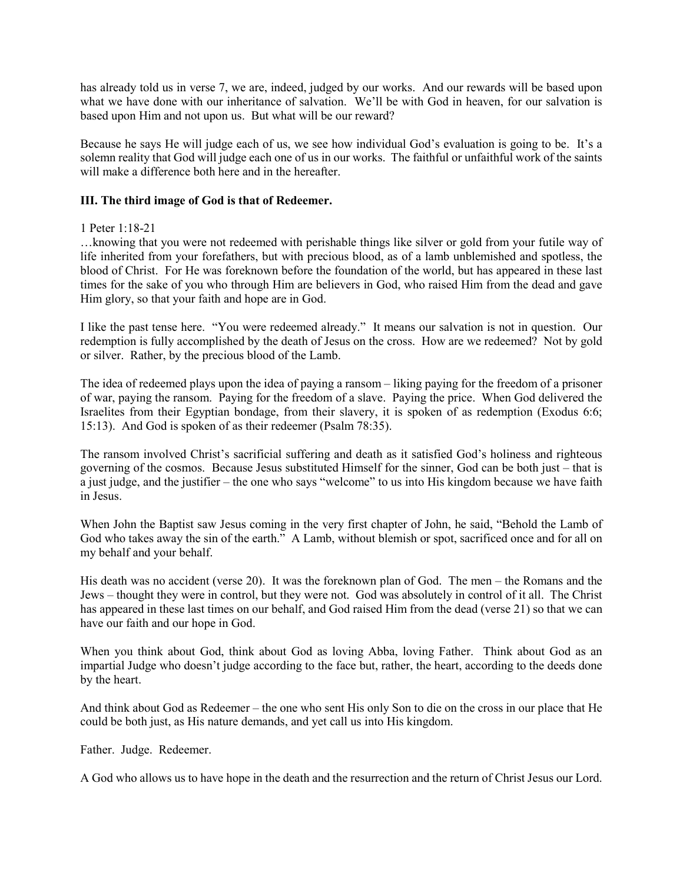has already told us in verse 7, we are, indeed, judged by our works. And our rewards will be based upon what we have done with our inheritance of salvation. We'll be with God in heaven, for our salvation is based upon Him and not upon us. But what will be our reward?

Because he says He will judge each of us, we see how individual God's evaluation is going to be. It's a solemn reality that God will judge each one of us in our works. The faithful or unfaithful work of the saints will make a difference both here and in the hereafter.

**III. The third image of God is that of Redeemer.**

1 Peter 1:18-21
…knowing that you were not redeemed with perishable things like silver or gold from your futile way of life inherited from your forefathers, but with precious blood, as of a lamb unblemished and spotless, the blood of Christ. For He was foreknown before the foundation of the world, but has appeared in these last times for the sake of you who through Him are believers in God, who raised Him from the dead and gave Him glory, so that your faith and hope are in God.

I like the past tense here. "You were redeemed already." It means our salvation is not in question. Our redemption is fully accomplished by the death of Jesus on the cross. How are we redeemed? Not by gold or silver. Rather, by the precious blood of the Lamb.

The idea of redeemed plays upon the idea of paying a ransom – liking paying for the freedom of a prisoner of war, paying the ransom. Paying for the freedom of a slave. Paying the price. When God delivered the Israelites from their Egyptian bondage, from their slavery, it is spoken of as redemption (Exodus 6:6; 15:13). And God is spoken of as their redeemer (Psalm 78:35).

The ransom involved Christ's sacrificial suffering and death as it satisfied God's holiness and righteous governing of the cosmos. Because Jesus substituted Himself for the sinner, God can be both just – that is a just judge, and the justifier – the one who says "welcome" to us into His kingdom because we have faith in Jesus.

When John the Baptist saw Jesus coming in the very first chapter of John, he said, "Behold the Lamb of God who takes away the sin of the earth." A Lamb, without blemish or spot, sacrificed once and for all on my behalf and your behalf.

His death was no accident (verse 20). It was the foreknown plan of God. The men – the Romans and the Jews – thought they were in control, but they were not. God was absolutely in control of it all. The Christ has appeared in these last times on our behalf, and God raised Him from the dead (verse 21) so that we can have our faith and our hope in God.

When you think about God, think about God as loving Abba, loving Father. Think about God as an impartial Judge who doesn't judge according to the face but, rather, the heart, according to the deeds done by the heart.

And think about God as Redeemer – the one who sent His only Son to die on the cross in our place that He could be both just, as His nature demands, and yet call us into His kingdom.

Father. Judge. Redeemer.

A God who allows us to have hope in the death and the resurrection and the return of Christ Jesus our Lord.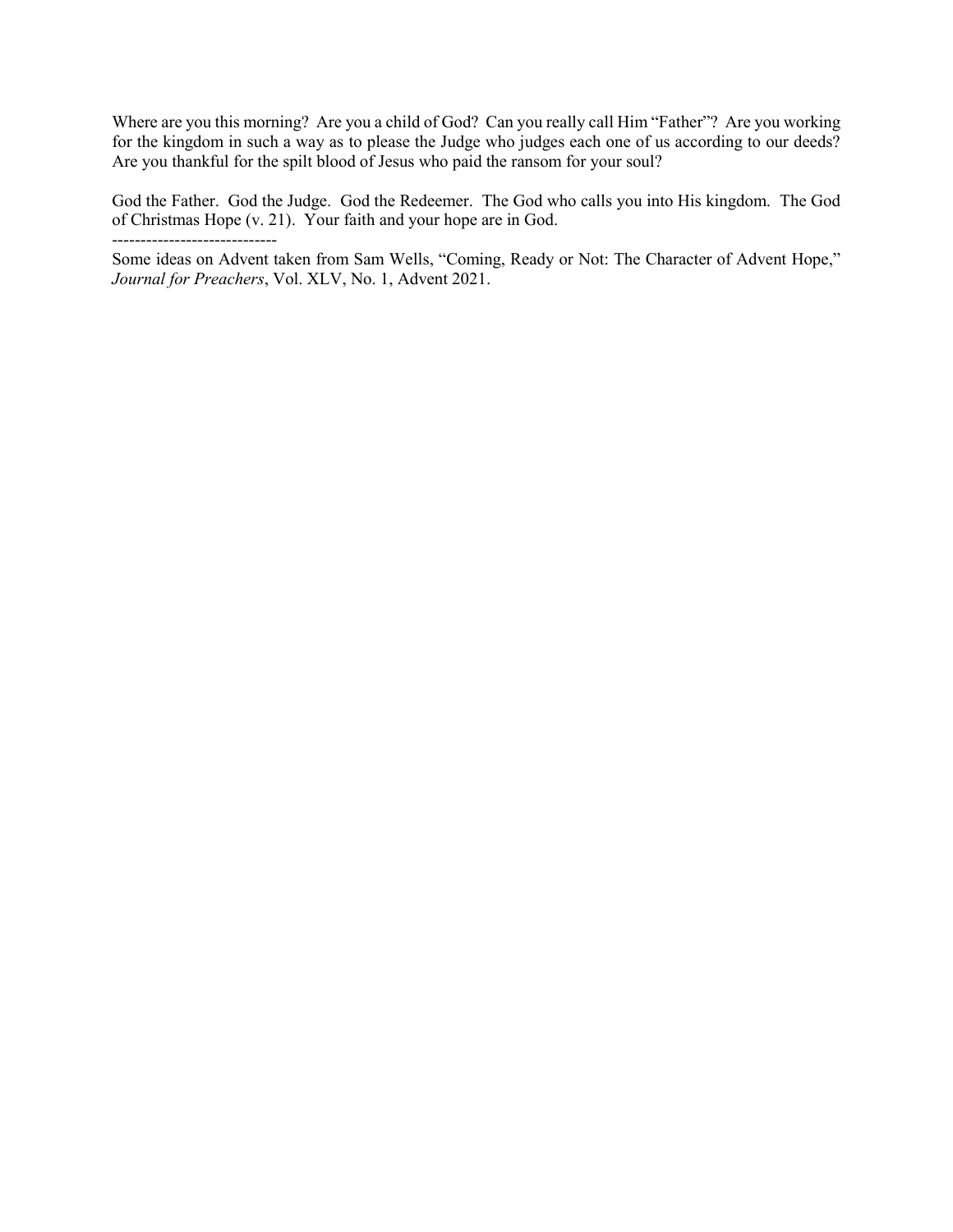Where are you this morning? Are you a child of God? Can you really call Him "Father"? Are you working for the kingdom in such a way as to please the Judge who judges each one of us according to our deeds? Are you thankful for the spilt blood of Jesus who paid the ransom for your soul?

God the Father. God the Judge. God the Redeemer. The God who calls you into His kingdom. The God of Christmas Hope (v. 21). Your faith and your hope are in God.

-----------------------------

Some ideas on Advent taken from Sam Wells, "Coming, Ready or Not: The Character of Advent Hope," *Journal for Preachers*, Vol. XLV, No. 1, Advent 2021.